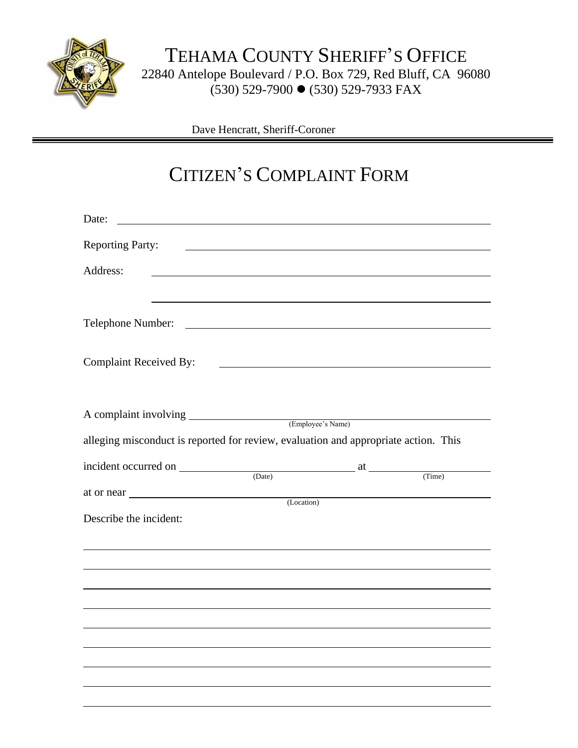# TEHAMA COUNTY SHERIFF'S OFFICE

22840 Antelope Boulevard / P.O. Box 729, Red Bluff, CA 96080
(530) 529-7900 ● (530) 529-7933 FAX

Dave Hencratt, Sheriff-Coroner

---

# CITIZEN'S COMPLAINT FORM

Date: \_\_\_\_\_\_\_\_\_\_\_\_\_\_\_\_\_\_\_\_\_\_\_\_\_\_\_\_\_\_\_\_\_\_\_\_\_\_\_\_

Reporting Party: \_\_\_\_\_\_\_\_\_\_\_\_\_\_\_\_\_\_\_\_\_\_\_\_\_\_\_\_\_\_\_\_\_\_\_\_

Address: \_\_\_\_\_\_\_\_\_\_\_\_\_\_\_\_\_\_\_\_\_\_\_\_\_\_\_\_\_\_\_\_\_\_\_\_\_\_\_\_

\_\_\_\_\_\_\_\_\_\_\_\_\_\_\_\_\_\_\_\_\_\_\_\_\_\_\_\_\_\_\_\_\_\_\_\_\_\_\_\_

Telephone Number: \_\_\_\_\_\_\_\_\_\_\_\_\_\_\_\_\_\_\_\_\_\_\_\_\_\_\_\_\_\_\_\_\_\_\_\_

Complaint Received By: \_\_\_\_\_\_\_\_\_\_\_\_\_\_\_\_\_\_\_\_\_\_\_\_\_\_\_\_\_\_\_\_

A complaint involving \_\_\_\_\_\_\_\_\_\_\_\_\_\_\_\_\_\_\_\_\_\_\_\_\_\_\_\_\_\_\_\_\_\_\_\_
(Employee's Name)

alleging misconduct is reported for review, evaluation and appropriate action. This

incident occurred on \_\_\_\_\_\_\_\_\_\_\_\_\_\_\_\_\_\_\_\_ at \_\_\_\_\_\_\_\_\_\_\_\_\_\_\_\_
(Date) (Time)

at or near \_\_\_\_\_\_\_\_\_\_\_\_\_\_\_\_\_\_\_\_\_\_\_\_\_\_\_\_\_\_\_\_\_\_\_\_\_\_\_\_
(Location)

Describe the incident:

\_\_\_\_\_\_\_\_\_\_\_\_\_\_\_\_\_\_\_\_\_\_\_\_\_\_\_\_\_\_\_\_\_\_\_\_\_\_\_\_\_\_\_\_\_\_\_\_

\_\_\_\_\_\_\_\_\_\_\_\_\_\_\_\_\_\_\_\_\_\_\_\_\_\_\_\_\_\_\_\_\_\_\_\_\_\_\_\_\_\_\_\_\_\_\_\_

\_\_\_\_\_\_\_\_\_\_\_\_\_\_\_\_\_\_\_\_\_\_\_\_\_\_\_\_\_\_\_\_\_\_\_\_\_\_\_\_\_\_\_\_\_\_\_\_

\_\_\_\_\_\_\_\_\_\_\_\_\_\_\_\_\_\_\_\_\_\_\_\_\_\_\_\_\_\_\_\_\_\_\_\_\_\_\_\_\_\_\_\_\_\_\_\_

\_\_\_\_\_\_\_\_\_\_\_\_\_\_\_\_\_\_\_\_\_\_\_\_\_\_\_\_\_\_\_\_\_\_\_\_\_\_\_\_\_\_\_\_\_\_\_\_

\_\_\_\_\_\_\_\_\_\_\_\_\_\_\_\_\_\_\_\_\_\_\_\_\_\_\_\_\_\_\_\_\_\_\_\_\_\_\_\_\_\_\_\_\_\_\_\_

\_\_\_\_\_\_\_\_\_\_\_\_\_\_\_\_\_\_\_\_\_\_\_\_\_\_\_\_\_\_\_\_\_\_\_\_\_\_\_\_\_\_\_\_\_\_\_\_

\_\_\_\_\_\_\_\_\_\_\_\_\_\_\_\_\_\_\_\_\_\_\_\_\_\_\_\_\_\_\_\_\_\_\_\_\_\_\_\_\_\_\_\_\_\_\_\_

\_\_\_\_\_\_\_\_\_\_\_\_\_\_\_\_\_\_\_\_\_\_\_\_\_\_\_\_\_\_\_\_\_\_\_\_\_\_\_\_\_\_\_\_\_\_\_\_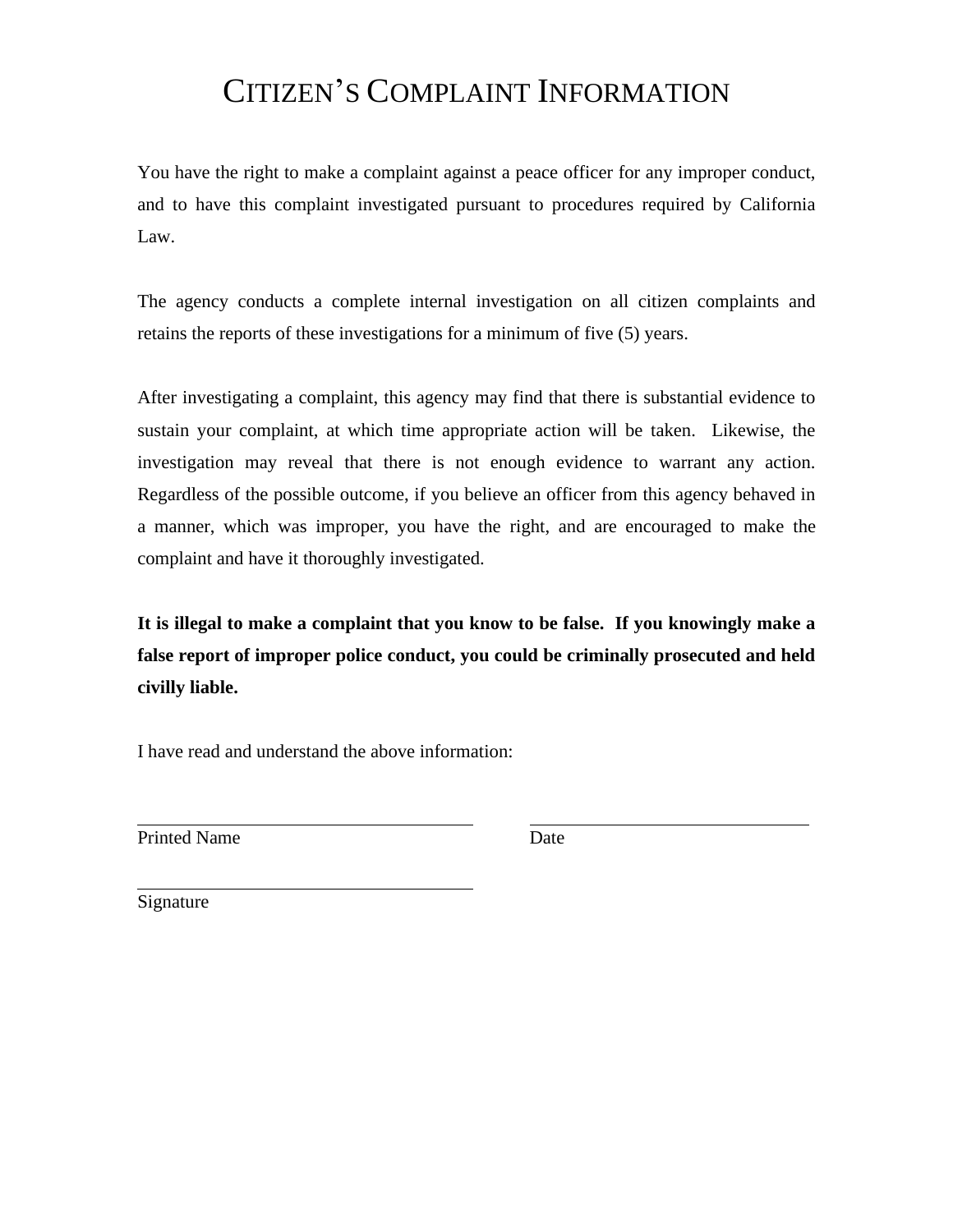# CITIZEN'S COMPLAINT INFORMATION

You have the right to make a complaint against a peace officer for any improper conduct, and to have this complaint investigated pursuant to procedures required by California Law.

The agency conducts a complete internal investigation on all citizen complaints and retains the reports of these investigations for a minimum of five (5) years.

After investigating a complaint, this agency may find that there is substantial evidence to sustain your complaint, at which time appropriate action will be taken. Likewise, the investigation may reveal that there is not enough evidence to warrant any action. Regardless of the possible outcome, if you believe an officer from this agency behaved in a manner, which was improper, you have the right, and are encouraged to make the complaint and have it thoroughly investigated.

**It is illegal to make a complaint that you know to be false. If you knowingly make a false report of improper police conduct, you could be criminally prosecuted and held civilly liable.**

I have read and understand the above information:

\_\_\_\_\_\_\_\_\_\_\_\_\_\_\_\_\_\_\_\_\_\_\_\_\_\_\_\_\_\_\_\_\_\_\_\_\_\_\_\_ \_\_\_\_\_\_\_\_\_\_\_\_\_\_\_\_\_\_\_\_\_\_\_\_\_\_\_\_\_\_\_\_\_\_\_\_\_\_\_\_

Printed Name Date

\_\_\_\_\_\_\_\_\_\_\_\_\_\_\_\_\_\_\_\_\_\_\_\_\_\_\_\_\_\_\_\_\_\_\_\_\_\_\_\_

Signature